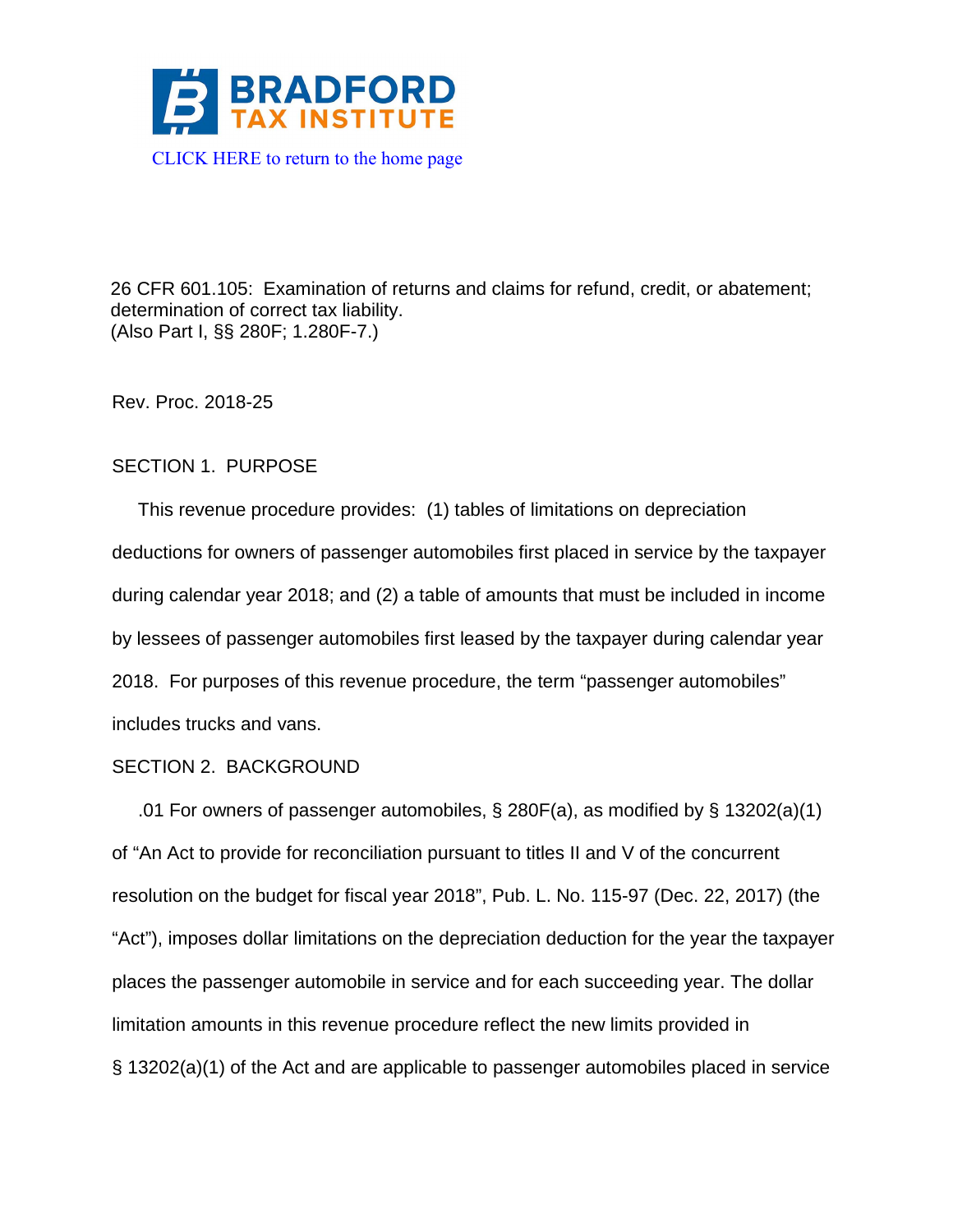BRADFORD TAX INSTITUTE

CLICK HERE to return to the home page

26 CFR 601.105: Examination of returns and claims for refund, credit, or abatement; determination of correct tax liability.
(Also Part I, §§ 280F; 1.280F-7.)

Rev. Proc. 2018-25

SECTION 1. PURPOSE

This revenue procedure provides: (1) tables of limitations on depreciation deductions for owners of passenger automobiles first placed in service by the taxpayer during calendar year 2018; and (2) a table of amounts that must be included in income by lessees of passenger automobiles first leased by the taxpayer during calendar year 2018. For purposes of this revenue procedure, the term "passenger automobiles" includes trucks and vans.

SECTION 2. BACKGROUND

.01 For owners of passenger automobiles, § 280F(a), as modified by § 13202(a)(1) of "An Act to provide for reconciliation pursuant to titles II and V of the concurrent resolution on the budget for fiscal year 2018", Pub. L. No. 115-97 (Dec. 22, 2017) (the "Act"), imposes dollar limitations on the depreciation deduction for the year the taxpayer places the passenger automobile in service and for each succeeding year. The dollar limitation amounts in this revenue procedure reflect the new limits provided in § 13202(a)(1) of the Act and are applicable to passenger automobiles placed in service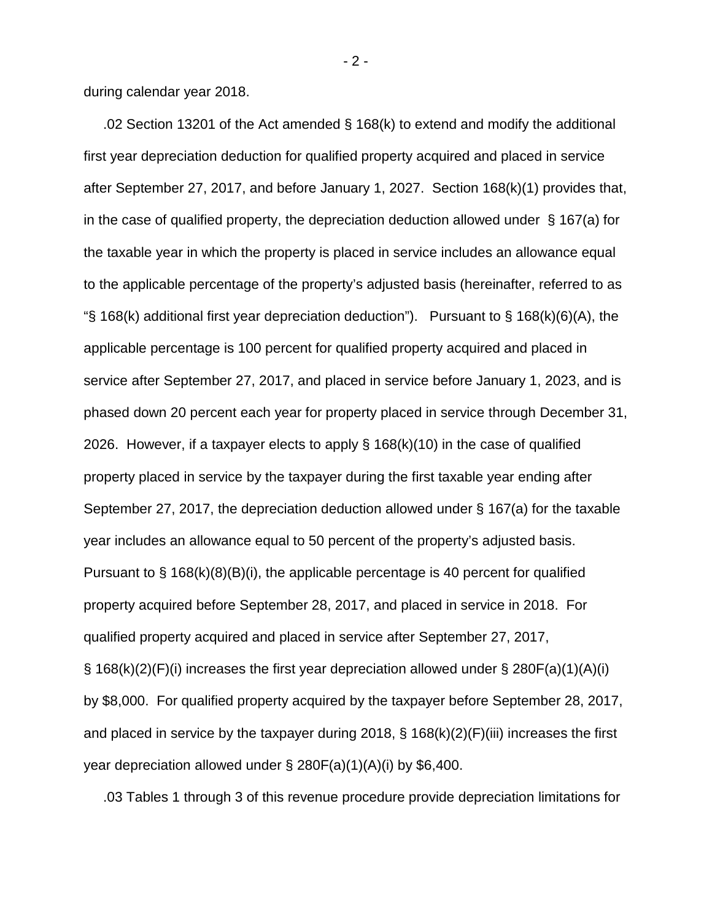during calendar year 2018.

.02 Section 13201 of the Act amended § 168(k) to extend and modify the additional first year depreciation deduction for qualified property acquired and placed in service after September 27, 2017, and before January 1, 2027. Section 168(k)(1) provides that, in the case of qualified property, the depreciation deduction allowed under § 167(a) for the taxable year in which the property is placed in service includes an allowance equal to the applicable percentage of the property's adjusted basis (hereinafter, referred to as "§ 168(k) additional first year depreciation deduction"). Pursuant to § 168(k)(6)(A), the applicable percentage is 100 percent for qualified property acquired and placed in service after September 27, 2017, and placed in service before January 1, 2023, and is phased down 20 percent each year for property placed in service through December 31, 2026. However, if a taxpayer elects to apply § 168(k)(10) in the case of qualified property placed in service by the taxpayer during the first taxable year ending after September 27, 2017, the depreciation deduction allowed under § 167(a) for the taxable year includes an allowance equal to 50 percent of the property's adjusted basis. Pursuant to § 168(k)(8)(B)(i), the applicable percentage is 40 percent for qualified property acquired before September 28, 2017, and placed in service in 2018. For qualified property acquired and placed in service after September 27, 2017, § 168(k)(2)(F)(i) increases the first year depreciation allowed under § 280F(a)(1)(A)(i) by $8,000. For qualified property acquired by the taxpayer before September 28, 2017, and placed in service by the taxpayer during 2018, § 168(k)(2)(F)(iii) increases the first year depreciation allowed under § 280F(a)(1)(A)(i) by $6,400.

.03 Tables 1 through 3 of this revenue procedure provide depreciation limitations for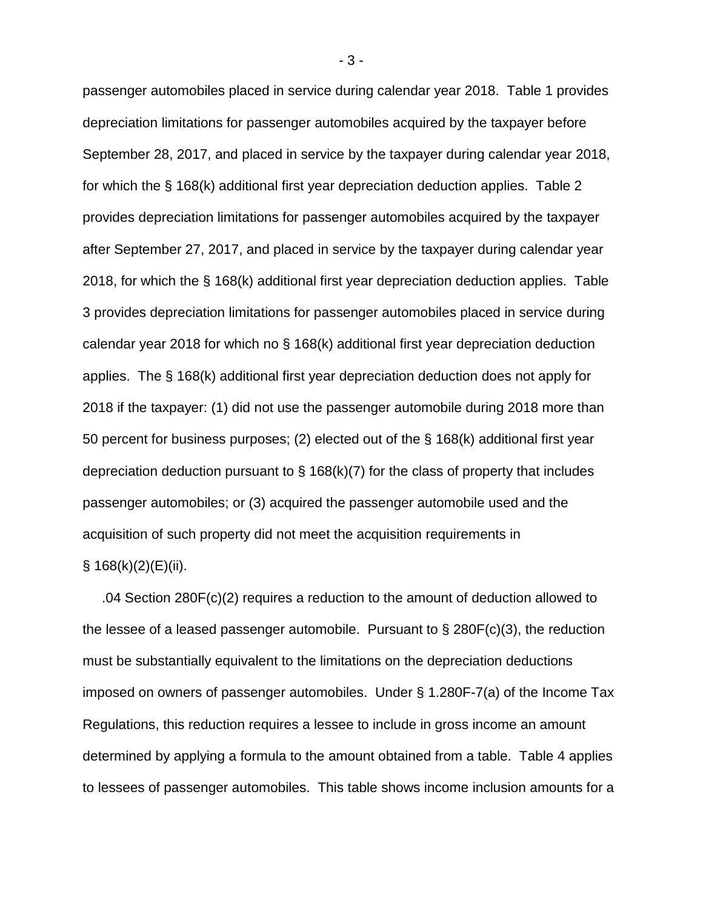passenger automobiles placed in service during calendar year 2018. Table 1 provides depreciation limitations for passenger automobiles acquired by the taxpayer before September 28, 2017, and placed in service by the taxpayer during calendar year 2018, for which the § 168(k) additional first year depreciation deduction applies. Table 2 provides depreciation limitations for passenger automobiles acquired by the taxpayer after September 27, 2017, and placed in service by the taxpayer during calendar year 2018, for which the § 168(k) additional first year depreciation deduction applies. Table 3 provides depreciation limitations for passenger automobiles placed in service during calendar year 2018 for which no § 168(k) additional first year depreciation deduction applies. The § 168(k) additional first year depreciation deduction does not apply for 2018 if the taxpayer: (1) did not use the passenger automobile during 2018 more than 50 percent for business purposes; (2) elected out of the § 168(k) additional first year depreciation deduction pursuant to § 168(k)(7) for the class of property that includes passenger automobiles; or (3) acquired the passenger automobile used and the acquisition of such property did not meet the acquisition requirements in § 168(k)(2)(E)(ii).

.04 Section 280F(c)(2) requires a reduction to the amount of deduction allowed to the lessee of a leased passenger automobile. Pursuant to § 280F(c)(3), the reduction must be substantially equivalent to the limitations on the depreciation deductions imposed on owners of passenger automobiles. Under § 1.280F-7(a) of the Income Tax Regulations, this reduction requires a lessee to include in gross income an amount determined by applying a formula to the amount obtained from a table. Table 4 applies to lessees of passenger automobiles. This table shows income inclusion amounts for a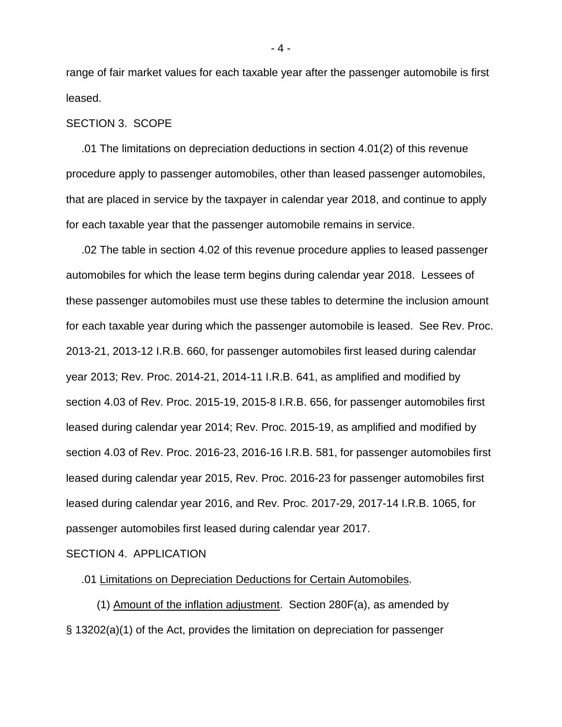range of fair market values for each taxable year after the passenger automobile is first leased.

SECTION 3. SCOPE

.01 The limitations on depreciation deductions in section 4.01(2) of this revenue procedure apply to passenger automobiles, other than leased passenger automobiles, that are placed in service by the taxpayer in calendar year 2018, and continue to apply for each taxable year that the passenger automobile remains in service.

.02 The table in section 4.02 of this revenue procedure applies to leased passenger automobiles for which the lease term begins during calendar year 2018. Lessees of these passenger automobiles must use these tables to determine the inclusion amount for each taxable year during which the passenger automobile is leased. See Rev. Proc. 2013-21, 2013-12 I.R.B. 660, for passenger automobiles first leased during calendar year 2013; Rev. Proc. 2014-21, 2014-11 I.R.B. 641, as amplified and modified by section 4.03 of Rev. Proc. 2015-19, 2015-8 I.R.B. 656, for passenger automobiles first leased during calendar year 2014; Rev. Proc. 2015-19, as amplified and modified by section 4.03 of Rev. Proc. 2016-23, 2016-16 I.R.B. 581, for passenger automobiles first leased during calendar year 2015, Rev. Proc. 2016-23 for passenger automobiles first leased during calendar year 2016, and Rev. Proc. 2017-29, 2017-14 I.R.B. 1065, for passenger automobiles first leased during calendar year 2017.

SECTION 4. APPLICATION

.01 <u>Limitations on Depreciation Deductions for Certain Automobiles</u>.

(1) <u>Amount of the inflation adjustment</u>. Section 280F(a), as amended by § 13202(a)(1) of the Act, provides the limitation on depreciation for passenger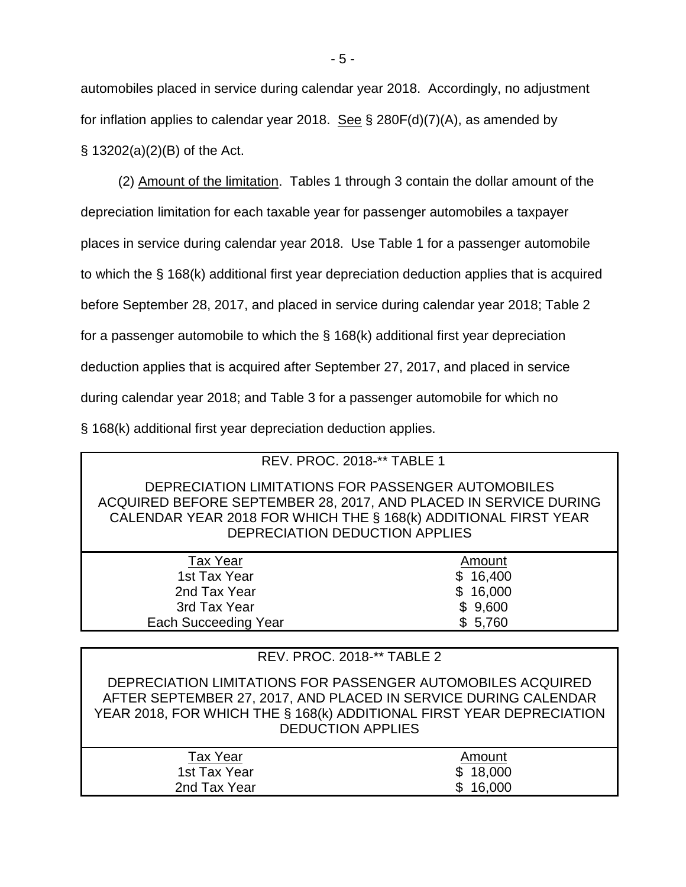automobiles placed in service during calendar year 2018. Accordingly, no adjustment for inflation applies to calendar year 2018. See § 280F(d)(7)(A), as amended by § 13202(a)(2)(B) of the Act.

(2) Amount of the limitation. Tables 1 through 3 contain the dollar amount of the depreciation limitation for each taxable year for passenger automobiles a taxpayer places in service during calendar year 2018. Use Table 1 for a passenger automobile to which the § 168(k) additional first year depreciation deduction applies that is acquired before September 28, 2017, and placed in service during calendar year 2018; Table 2 for a passenger automobile to which the § 168(k) additional first year depreciation deduction applies that is acquired after September 27, 2017, and placed in service during calendar year 2018; and Table 3 for a passenger automobile for which no § 168(k) additional first year depreciation deduction applies.

REV. PROC. 2018-** TABLE 1

DEPRECIATION LIMITATIONS FOR PASSENGER AUTOMOBILES ACQUIRED BEFORE SEPTEMBER 28, 2017, AND PLACED IN SERVICE DURING CALENDAR YEAR 2018 FOR WHICH THE § 168(k) ADDITIONAL FIRST YEAR DEPRECIATION DEDUCTION APPLIES

| Tax Year | Amount |
|---|---|
| 1st Tax Year | $ 16,400 |
| 2nd Tax Year | $ 16,000 |
| 3rd Tax Year | $ 9,600 |
| Each Succeeding Year | $ 5,760 |

REV. PROC. 2018-** TABLE 2

DEPRECIATION LIMITATIONS FOR PASSENGER AUTOMOBILES ACQUIRED AFTER SEPTEMBER 27, 2017, AND PLACED IN SERVICE DURING CALENDAR YEAR 2018, FOR WHICH THE § 168(k) ADDITIONAL FIRST YEAR DEPRECIATION DEDUCTION APPLIES

| Tax Year | Amount |
|---|---|
| 1st Tax Year | $ 18,000 |
| 2nd Tax Year | $ 16,000 |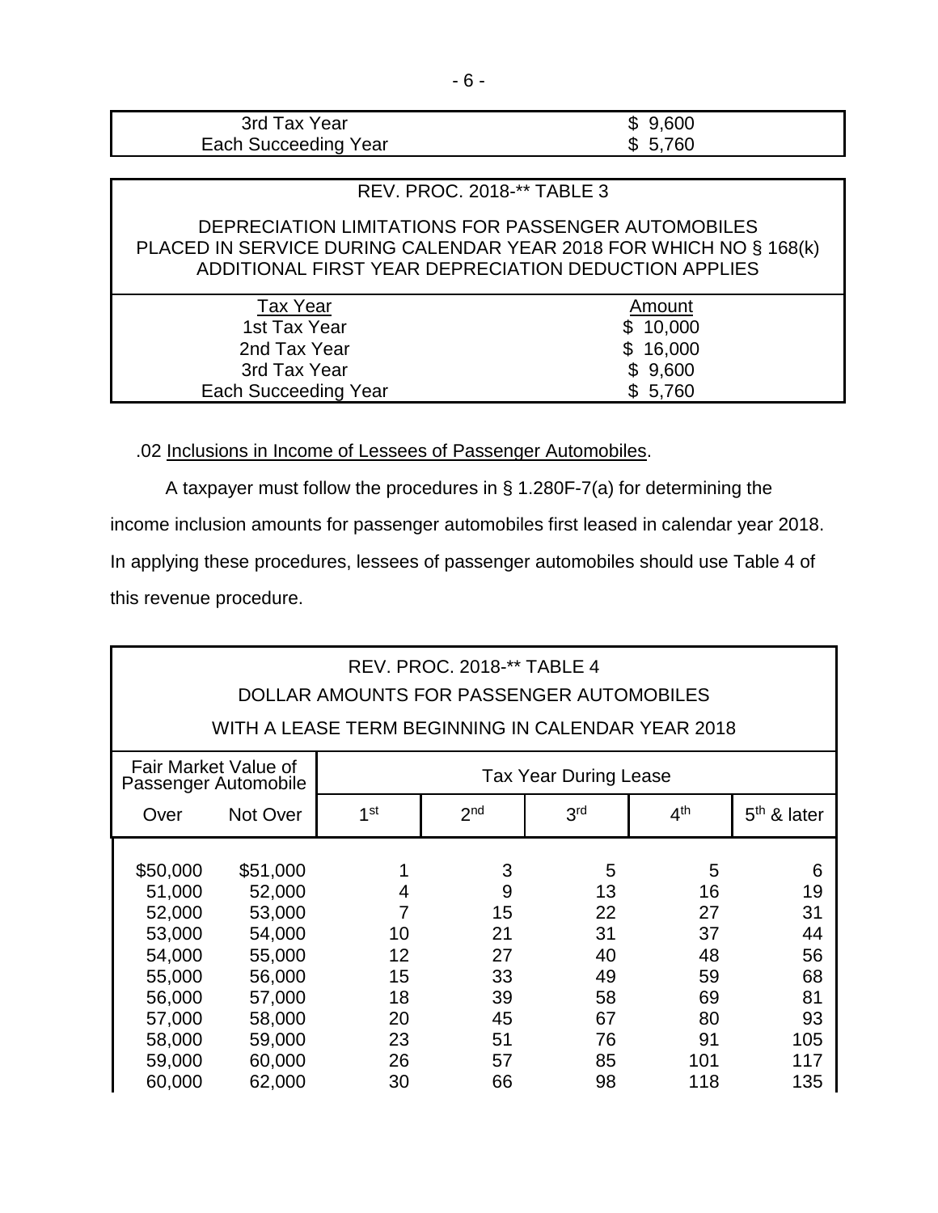| | |
|---|---|
| 3rd Tax Year | $ 9,600 |
| Each Succeeding Year | $ 5,760 |

| REV. PROC. 2018-** TABLE 3<br><br>DEPRECIATION LIMITATIONS FOR PASSENGER AUTOMOBILES PLACED IN SERVICE DURING CALENDAR YEAR 2018 FOR WHICH NO § 168(k) ADDITIONAL FIRST YEAR DEPRECIATION DEDUCTION APPLIES | |
|---|---|
| Tax Year | Amount |
| 1st Tax Year | $ 10,000 |
| 2nd Tax Year | $ 16,000 |
| 3rd Tax Year | $ 9,600 |
| Each Succeeding Year | $ 5,760 |

.02 Inclusions in Income of Lessees of Passenger Automobiles.

A taxpayer must follow the procedures in § 1.280F-7(a) for determining the income inclusion amounts for passenger automobiles first leased in calendar year 2018. In applying these procedures, lessees of passenger automobiles should use Table 4 of this revenue procedure.

REV. PROC. 2018-** TABLE 4

DOLLAR AMOUNTS FOR PASSENGER AUTOMOBILES

WITH A LEASE TERM BEGINNING IN CALENDAR YEAR 2018

| Fair Market Value of Passenger Automobile | | Tax Year During Lease | | | | |
|---|---|---|---|---|---|---|
| Over | Not Over | 1st | 2nd | 3rd | 4th | 5th & later |
| $50,000 | $51,000 | 1 | 3 | 5 | 5 | 6 |
| 51,000 | 52,000 | 4 | 9 | 13 | 16 | 19 |
| 52,000 | 53,000 | 7 | 15 | 22 | 27 | 31 |
| 53,000 | 54,000 | 10 | 21 | 31 | 37 | 44 |
| 54,000 | 55,000 | 12 | 27 | 40 | 48 | 56 |
| 55,000 | 56,000 | 15 | 33 | 49 | 59 | 68 |
| 56,000 | 57,000 | 18 | 39 | 58 | 69 | 81 |
| 57,000 | 58,000 | 20 | 45 | 67 | 80 | 93 |
| 58,000 | 59,000 | 23 | 51 | 76 | 91 | 105 |
| 59,000 | 60,000 | 26 | 57 | 85 | 101 | 117 |
| 60,000 | 62,000 | 30 | 66 | 98 | 118 | 135 |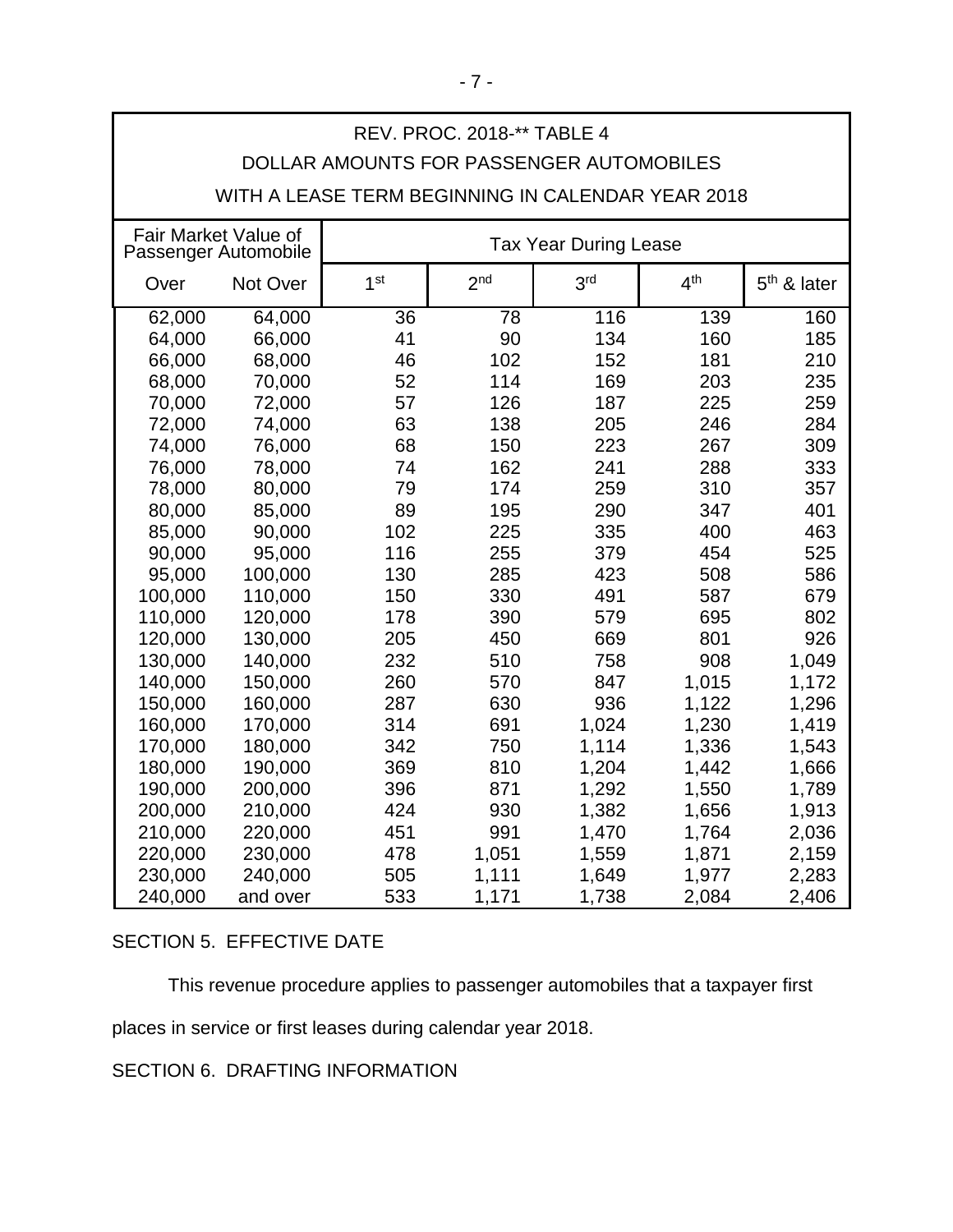| REV. PROC. 2018-** TABLE 4<br>DOLLAR AMOUNTS FOR PASSENGER AUTOMOBILES<br>WITH A LEASE TERM BEGINNING IN CALENDAR YEAR 2018 | | | | | | |
|---|---|---|---|---|---|---|
| Fair Market Value of Passenger Automobile | | Tax Year During Lease | | | | |
| Over | Not Over | 1st | 2nd | 3rd | 4th | 5th & later |
| 62,000 | 64,000 | 36 | 78 | 116 | 139 | 160 |
| 64,000 | 66,000 | 41 | 90 | 134 | 160 | 185 |
| 66,000 | 68,000 | 46 | 102 | 152 | 181 | 210 |
| 68,000 | 70,000 | 52 | 114 | 169 | 203 | 235 |
| 70,000 | 72,000 | 57 | 126 | 187 | 225 | 259 |
| 72,000 | 74,000 | 63 | 138 | 205 | 246 | 284 |
| 74,000 | 76,000 | 68 | 150 | 223 | 267 | 309 |
| 76,000 | 78,000 | 74 | 162 | 241 | 288 | 333 |
| 78,000 | 80,000 | 79 | 174 | 259 | 310 | 357 |
| 80,000 | 85,000 | 89 | 195 | 290 | 347 | 401 |
| 85,000 | 90,000 | 102 | 225 | 335 | 400 | 463 |
| 90,000 | 95,000 | 116 | 255 | 379 | 454 | 525 |
| 95,000 | 100,000 | 130 | 285 | 423 | 508 | 586 |
| 100,000 | 110,000 | 150 | 330 | 491 | 587 | 679 |
| 110,000 | 120,000 | 178 | 390 | 579 | 695 | 802 |
| 120,000 | 130,000 | 205 | 450 | 669 | 801 | 926 |
| 130,000 | 140,000 | 232 | 510 | 758 | 908 | 1,049 |
| 140,000 | 150,000 | 260 | 570 | 847 | 1,015 | 1,172 |
| 150,000 | 160,000 | 287 | 630 | 936 | 1,122 | 1,296 |
| 160,000 | 170,000 | 314 | 691 | 1,024 | 1,230 | 1,419 |
| 170,000 | 180,000 | 342 | 750 | 1,114 | 1,336 | 1,543 |
| 180,000 | 190,000 | 369 | 810 | 1,204 | 1,442 | 1,666 |
| 190,000 | 200,000 | 396 | 871 | 1,292 | 1,550 | 1,789 |
| 200,000 | 210,000 | 424 | 930 | 1,382 | 1,656 | 1,913 |
| 210,000 | 220,000 | 451 | 991 | 1,470 | 1,764 | 2,036 |
| 220,000 | 230,000 | 478 | 1,051 | 1,559 | 1,871 | 2,159 |
| 230,000 | 240,000 | 505 | 1,111 | 1,649 | 1,977 | 2,283 |
| 240,000 | and over | 533 | 1,171 | 1,738 | 2,084 | 2,406 |

SECTION 5. EFFECTIVE DATE

This revenue procedure applies to passenger automobiles that a taxpayer first places in service or first leases during calendar year 2018.

SECTION 6. DRAFTING INFORMATION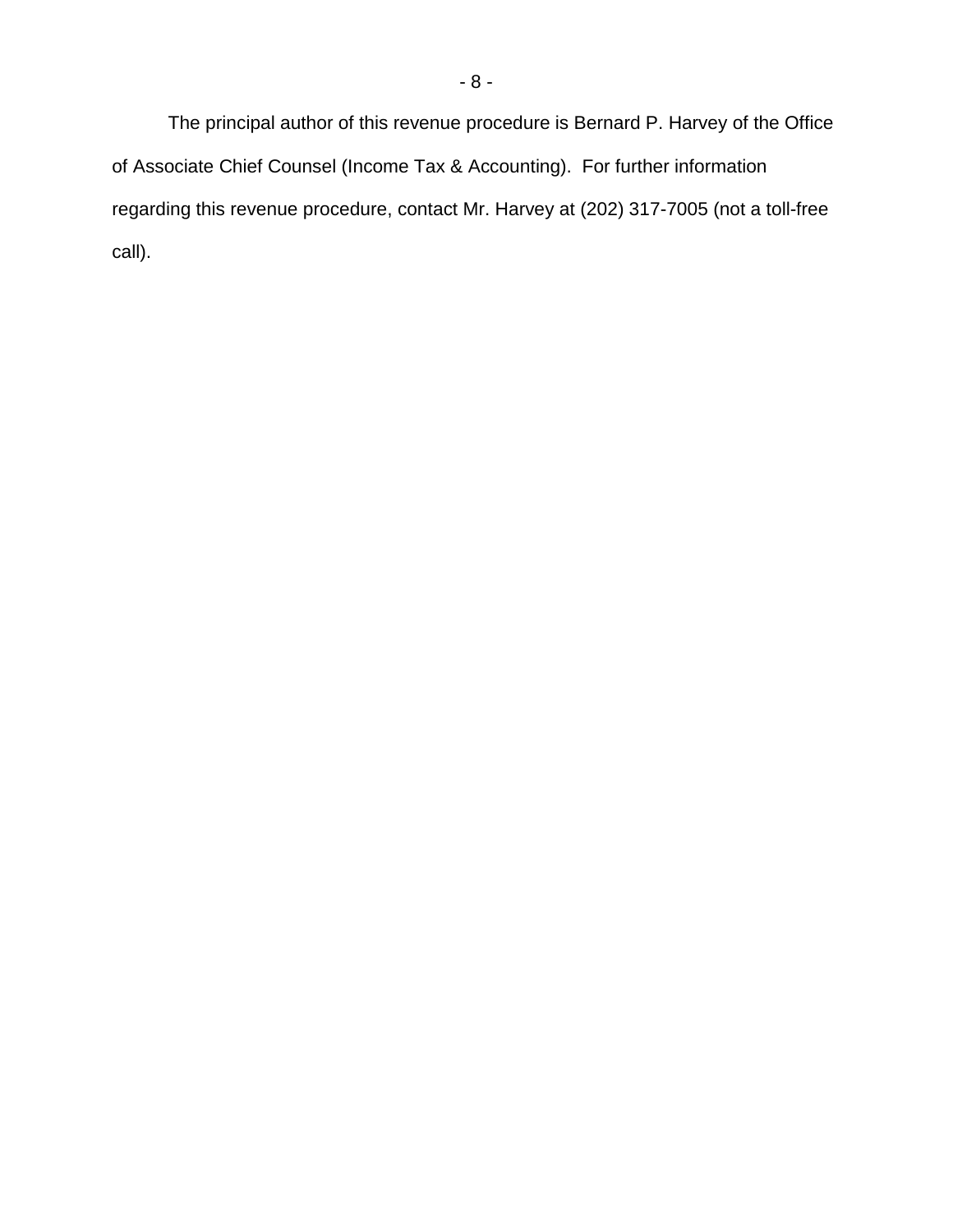The principal author of this revenue procedure is Bernard P. Harvey of the Office of Associate Chief Counsel (Income Tax & Accounting). For further information regarding this revenue procedure, contact Mr. Harvey at (202) 317-7005 (not a toll-free call).